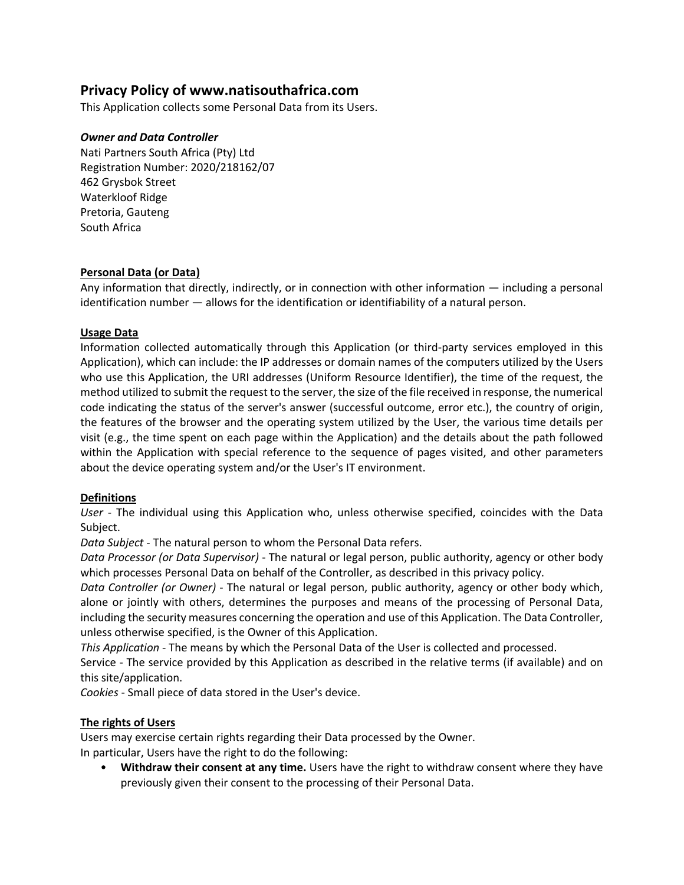# Privacy Policy of www.natisouthafrica.com

This Application collects some Personal Data from its Users.

***Owner and Data Controller***

Nati Partners South Africa (Pty) Ltd
Registration Number: 2020/218162/07
462 Grysbok Street
Waterkloof Ridge
Pretoria, Gauteng
South Africa

## Personal Data (or Data)

Any information that directly, indirectly, or in connection with other information — including a personal identification number — allows for the identification or identifiability of a natural person.

## Usage Data

Information collected automatically through this Application (or third-party services employed in this Application), which can include: the IP addresses or domain names of the computers utilized by the Users who use this Application, the URI addresses (Uniform Resource Identifier), the time of the request, the method utilized to submit the request to the server, the size of the file received in response, the numerical code indicating the status of the server's answer (successful outcome, error etc.), the country of origin, the features of the browser and the operating system utilized by the User, the various time details per visit (e.g., the time spent on each page within the Application) and the details about the path followed within the Application with special reference to the sequence of pages visited, and other parameters about the device operating system and/or the User's IT environment.

## Definitions

*User* - The individual using this Application who, unless otherwise specified, coincides with the Data Subject.
*Data Subject* - The natural person to whom the Personal Data refers.
*Data Processor (or Data Supervisor)* - The natural or legal person, public authority, agency or other body which processes Personal Data on behalf of the Controller, as described in this privacy policy.
*Data Controller (or Owner)* - The natural or legal person, public authority, agency or other body which, alone or jointly with others, determines the purposes and means of the processing of Personal Data, including the security measures concerning the operation and use of this Application. The Data Controller, unless otherwise specified, is the Owner of this Application.
*This Application* - The means by which the Personal Data of the User is collected and processed.
Service - The service provided by this Application as described in the relative terms (if available) and on this site/application.
*Cookies* - Small piece of data stored in the User's device.

## The rights of Users

Users may exercise certain rights regarding their Data processed by the Owner.
In particular, Users have the right to do the following:

- **Withdraw their consent at any time.** Users have the right to withdraw consent where they have previously given their consent to the processing of their Personal Data.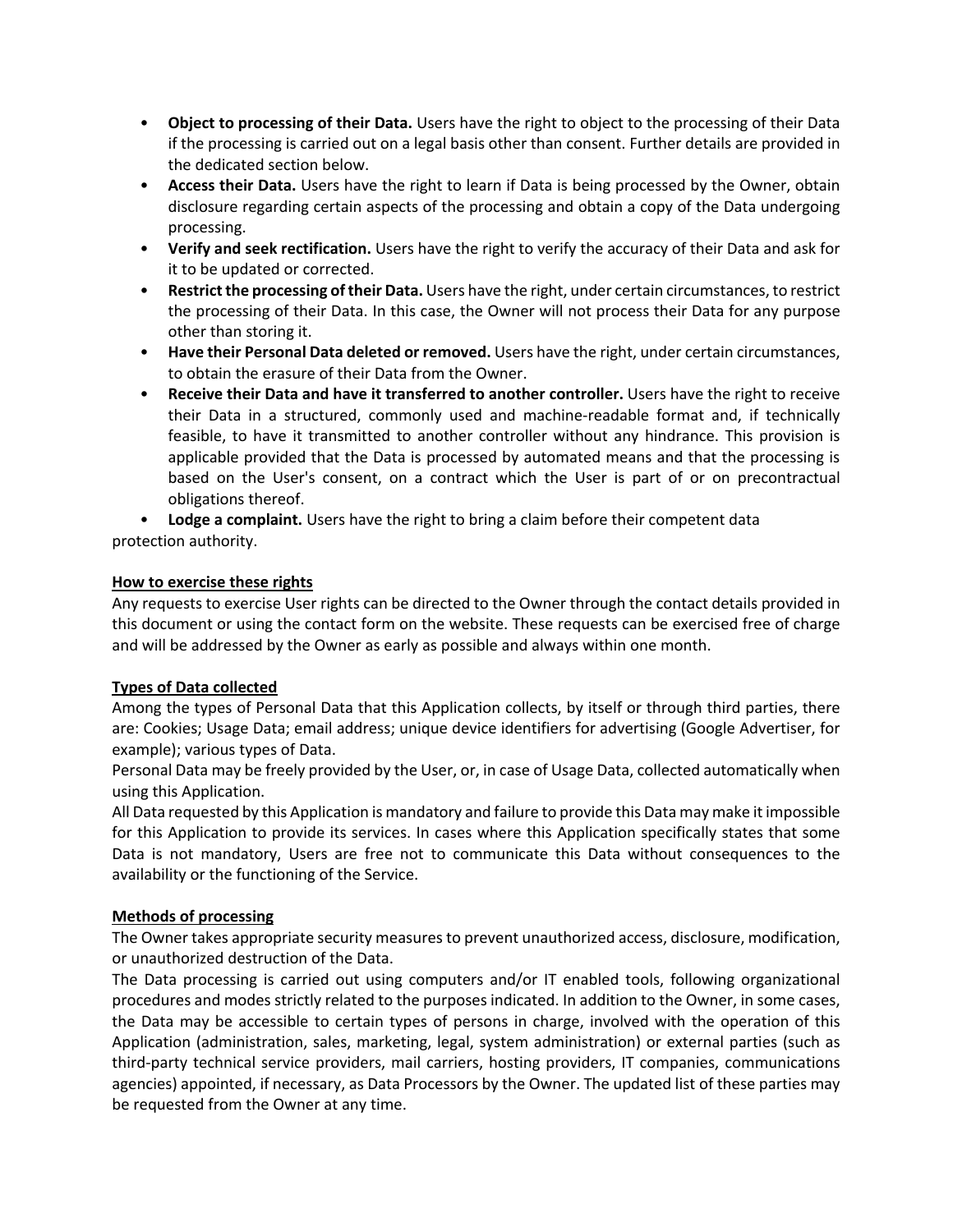- **Object to processing of their Data.** Users have the right to object to the processing of their Data if the processing is carried out on a legal basis other than consent. Further details are provided in the dedicated section below.
- **Access their Data.** Users have the right to learn if Data is being processed by the Owner, obtain disclosure regarding certain aspects of the processing and obtain a copy of the Data undergoing processing.
- **Verify and seek rectification.** Users have the right to verify the accuracy of their Data and ask for it to be updated or corrected.
- **Restrict the processing of their Data.** Users have the right, under certain circumstances, to restrict the processing of their Data. In this case, the Owner will not process their Data for any purpose other than storing it.
- **Have their Personal Data deleted or removed.** Users have the right, under certain circumstances, to obtain the erasure of their Data from the Owner.
- **Receive their Data and have it transferred to another controller.** Users have the right to receive their Data in a structured, commonly used and machine-readable format and, if technically feasible, to have it transmitted to another controller without any hindrance. This provision is applicable provided that the Data is processed by automated means and that the processing is based on the User's consent, on a contract which the User is part of or on precontractual obligations thereof.
- **Lodge a complaint.** Users have the right to bring a claim before their competent data protection authority.

**How to exercise these rights**

Any requests to exercise User rights can be directed to the Owner through the contact details provided in this document or using the contact form on the website. These requests can be exercised free of charge and will be addressed by the Owner as early as possible and always within one month.

**Types of Data collected**

Among the types of Personal Data that this Application collects, by itself or through third parties, there are: Cookies; Usage Data; email address; unique device identifiers for advertising (Google Advertiser, for example); various types of Data.

Personal Data may be freely provided by the User, or, in case of Usage Data, collected automatically when using this Application.

All Data requested by this Application is mandatory and failure to provide this Data may make it impossible for this Application to provide its services. In cases where this Application specifically states that some Data is not mandatory, Users are free not to communicate this Data without consequences to the availability or the functioning of the Service.

**Methods of processing**

The Owner takes appropriate security measures to prevent unauthorized access, disclosure, modification, or unauthorized destruction of the Data.

The Data processing is carried out using computers and/or IT enabled tools, following organizational procedures and modes strictly related to the purposes indicated. In addition to the Owner, in some cases, the Data may be accessible to certain types of persons in charge, involved with the operation of this Application (administration, sales, marketing, legal, system administration) or external parties (such as third-party technical service providers, mail carriers, hosting providers, IT companies, communications agencies) appointed, if necessary, as Data Processors by the Owner. The updated list of these parties may be requested from the Owner at any time.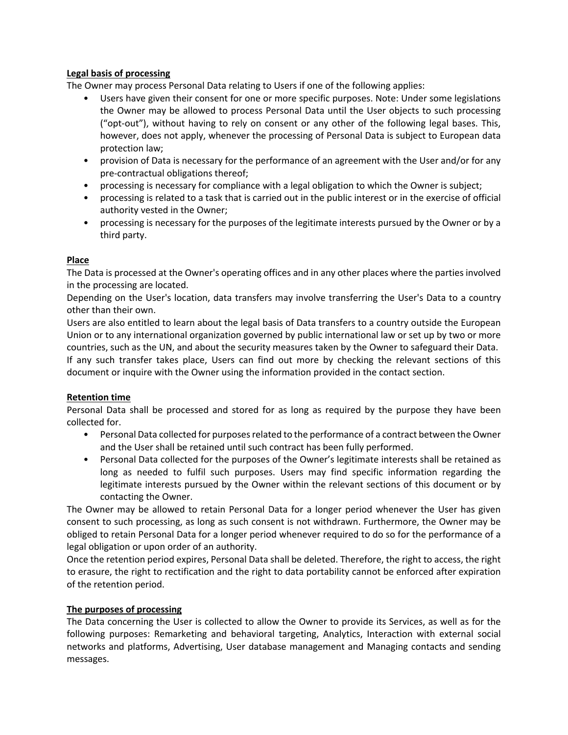**Legal basis of processing**

The Owner may process Personal Data relating to Users if one of the following applies:

- Users have given their consent for one or more specific purposes. Note: Under some legislations the Owner may be allowed to process Personal Data until the User objects to such processing ("opt-out"), without having to rely on consent or any other of the following legal bases. This, however, does not apply, whenever the processing of Personal Data is subject to European data protection law;
- provision of Data is necessary for the performance of an agreement with the User and/or for any pre-contractual obligations thereof;
- processing is necessary for compliance with a legal obligation to which the Owner is subject;
- processing is related to a task that is carried out in the public interest or in the exercise of official authority vested in the Owner;
- processing is necessary for the purposes of the legitimate interests pursued by the Owner or by a third party.

**Place**

The Data is processed at the Owner's operating offices and in any other places where the parties involved in the processing are located.

Depending on the User's location, data transfers may involve transferring the User's Data to a country other than their own.

Users are also entitled to learn about the legal basis of Data transfers to a country outside the European Union or to any international organization governed by public international law or set up by two or more countries, such as the UN, and about the security measures taken by the Owner to safeguard their Data.

If any such transfer takes place, Users can find out more by checking the relevant sections of this document or inquire with the Owner using the information provided in the contact section.

**Retention time**

Personal Data shall be processed and stored for as long as required by the purpose they have been collected for.

- Personal Data collected for purposes related to the performance of a contract between the Owner and the User shall be retained until such contract has been fully performed.
- Personal Data collected for the purposes of the Owner's legitimate interests shall be retained as long as needed to fulfil such purposes. Users may find specific information regarding the legitimate interests pursued by the Owner within the relevant sections of this document or by contacting the Owner.

The Owner may be allowed to retain Personal Data for a longer period whenever the User has given consent to such processing, as long as such consent is not withdrawn. Furthermore, the Owner may be obliged to retain Personal Data for a longer period whenever required to do so for the performance of a legal obligation or upon order of an authority.

Once the retention period expires, Personal Data shall be deleted. Therefore, the right to access, the right to erasure, the right to rectification and the right to data portability cannot be enforced after expiration of the retention period.

**The purposes of processing**

The Data concerning the User is collected to allow the Owner to provide its Services, as well as for the following purposes: Remarketing and behavioral targeting, Analytics, Interaction with external social networks and platforms, Advertising, User database management and Managing contacts and sending messages.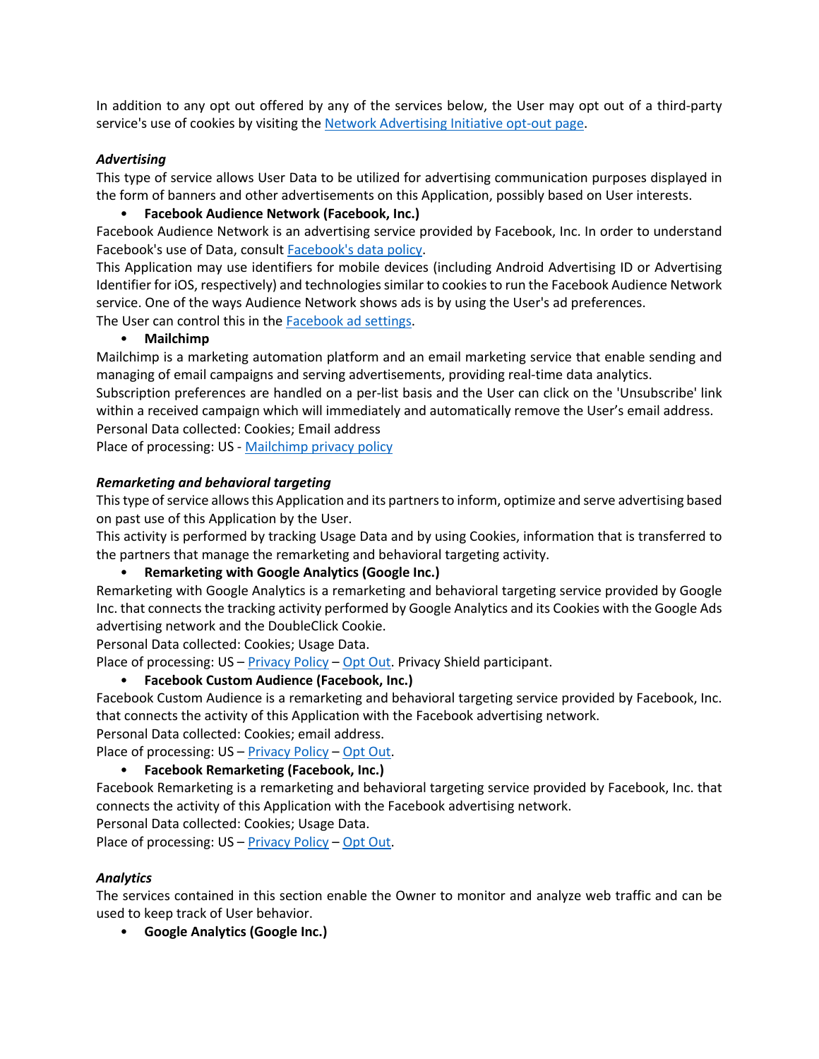In addition to any opt out offered by any of the services below, the User may opt out of a third-party service's use of cookies by visiting the Network Advertising Initiative opt-out page.

***Advertising***
This type of service allows User Data to be utilized for advertising communication purposes displayed in the form of banners and other advertisements on this Application, possibly based on User interests.

- **Facebook Audience Network (Facebook, Inc.)**

Facebook Audience Network is an advertising service provided by Facebook, Inc. In order to understand Facebook's use of Data, consult Facebook's data policy.
This Application may use identifiers for mobile devices (including Android Advertising ID or Advertising Identifier for iOS, respectively) and technologies similar to cookies to run the Facebook Audience Network service. One of the ways Audience Network shows ads is by using the User's ad preferences.
The User can control this in the Facebook ad settings.

- **Mailchimp**

Mailchimp is a marketing automation platform and an email marketing service that enable sending and managing of email campaigns and serving advertisements, providing real-time data analytics.
Subscription preferences are handled on a per-list basis and the User can click on the 'Unsubscribe' link within a received campaign which will immediately and automatically remove the User's email address.
Personal Data collected: Cookies; Email address
Place of processing: US - Mailchimp privacy policy

***Remarketing and behavioral targeting***
This type of service allows this Application and its partners to inform, optimize and serve advertising based on past use of this Application by the User.
This activity is performed by tracking Usage Data and by using Cookies, information that is transferred to the partners that manage the remarketing and behavioral targeting activity.

- **Remarketing with Google Analytics (Google Inc.)**

Remarketing with Google Analytics is a remarketing and behavioral targeting service provided by Google Inc. that connects the tracking activity performed by Google Analytics and its Cookies with the Google Ads advertising network and the DoubleClick Cookie.
Personal Data collected: Cookies; Usage Data.
Place of processing: US – Privacy Policy – Opt Out. Privacy Shield participant.

- **Facebook Custom Audience (Facebook, Inc.)**

Facebook Custom Audience is a remarketing and behavioral targeting service provided by Facebook, Inc. that connects the activity of this Application with the Facebook advertising network.
Personal Data collected: Cookies; email address.
Place of processing: US – Privacy Policy – Opt Out.

- **Facebook Remarketing (Facebook, Inc.)**

Facebook Remarketing is a remarketing and behavioral targeting service provided by Facebook, Inc. that connects the activity of this Application with the Facebook advertising network.
Personal Data collected: Cookies; Usage Data.
Place of processing: US – Privacy Policy – Opt Out.

***Analytics***
The services contained in this section enable the Owner to monitor and analyze web traffic and can be used to keep track of User behavior.

- **Google Analytics (Google Inc.)**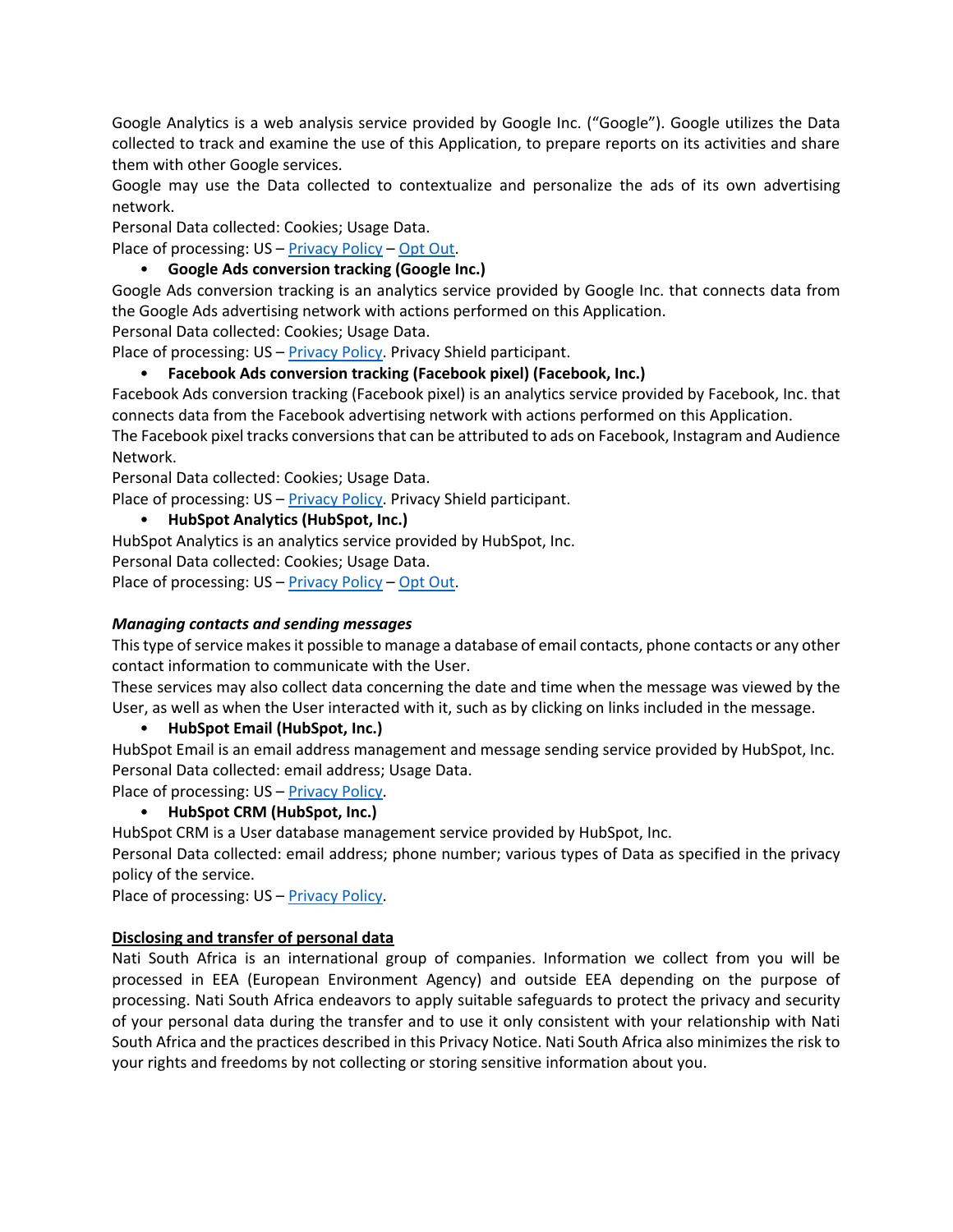Google Analytics is a web analysis service provided by Google Inc. ("Google"). Google utilizes the Data collected to track and examine the use of this Application, to prepare reports on its activities and share them with other Google services.
Google may use the Data collected to contextualize and personalize the ads of its own advertising network.
Personal Data collected: Cookies; Usage Data.
Place of processing: US – Privacy Policy – Opt Out.

- **Google Ads conversion tracking (Google Inc.)**

Google Ads conversion tracking is an analytics service provided by Google Inc. that connects data from the Google Ads advertising network with actions performed on this Application.
Personal Data collected: Cookies; Usage Data.
Place of processing: US – Privacy Policy. Privacy Shield participant.

- **Facebook Ads conversion tracking (Facebook pixel) (Facebook, Inc.)**

Facebook Ads conversion tracking (Facebook pixel) is an analytics service provided by Facebook, Inc. that connects data from the Facebook advertising network with actions performed on this Application.
The Facebook pixel tracks conversions that can be attributed to ads on Facebook, Instagram and Audience Network.
Personal Data collected: Cookies; Usage Data.
Place of processing: US – Privacy Policy. Privacy Shield participant.

- **HubSpot Analytics (HubSpot, Inc.)**

HubSpot Analytics is an analytics service provided by HubSpot, Inc.
Personal Data collected: Cookies; Usage Data.
Place of processing: US – Privacy Policy – Opt Out.

***Managing contacts and sending messages***

This type of service makes it possible to manage a database of email contacts, phone contacts or any other contact information to communicate with the User.
These services may also collect data concerning the date and time when the message was viewed by the User, as well as when the User interacted with it, such as by clicking on links included in the message.

- **HubSpot Email (HubSpot, Inc.)**

HubSpot Email is an email address management and message sending service provided by HubSpot, Inc.
Personal Data collected: email address; Usage Data.
Place of processing: US – Privacy Policy.

- **HubSpot CRM (HubSpot, Inc.)**

HubSpot CRM is a User database management service provided by HubSpot, Inc.
Personal Data collected: email address; phone number; various types of Data as specified in the privacy policy of the service.
Place of processing: US – Privacy Policy.

**Disclosing and transfer of personal data**

Nati South Africa is an international group of companies. Information we collect from you will be processed in EEA (European Environment Agency) and outside EEA depending on the purpose of processing. Nati South Africa endeavors to apply suitable safeguards to protect the privacy and security of your personal data during the transfer and to use it only consistent with your relationship with Nati South Africa and the practices described in this Privacy Notice. Nati South Africa also minimizes the risk to your rights and freedoms by not collecting or storing sensitive information about you.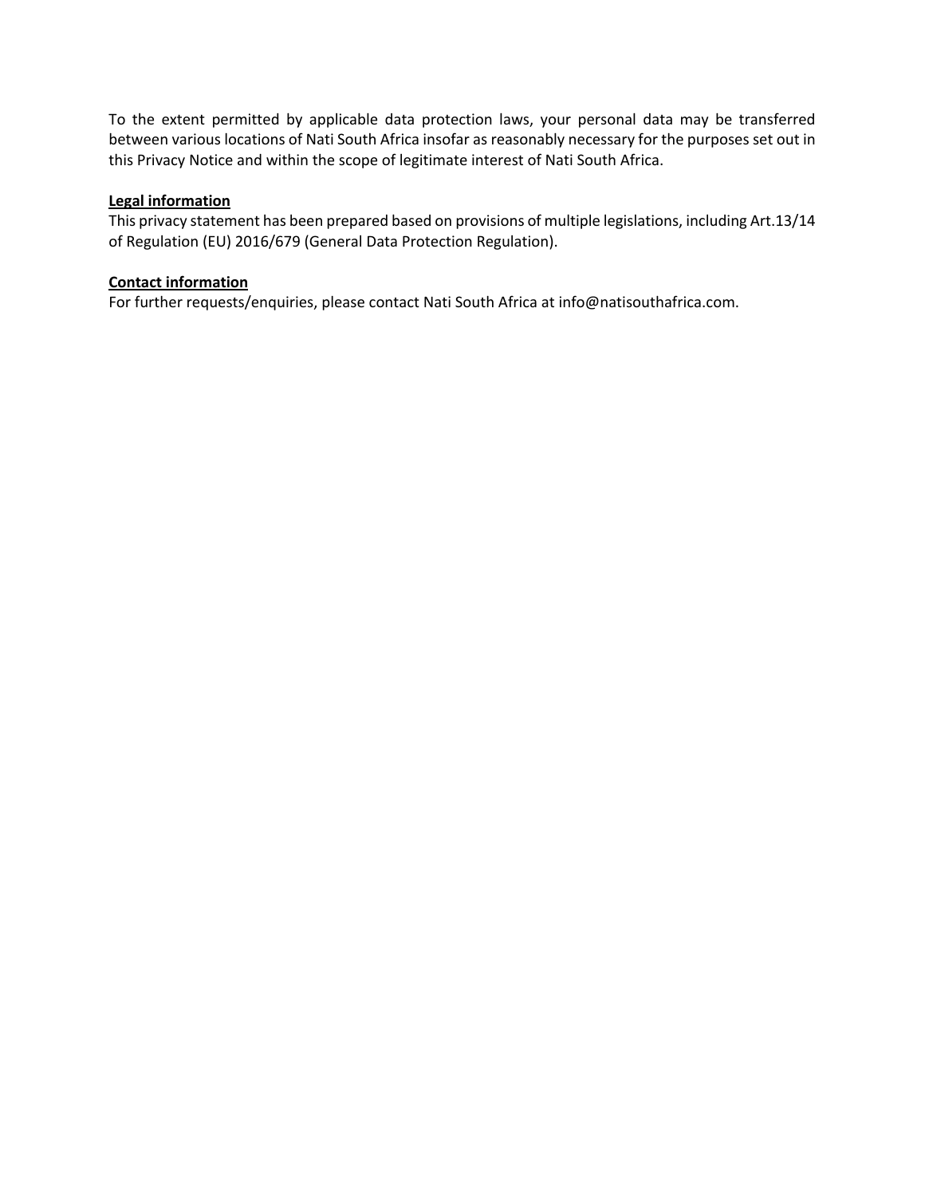To the extent permitted by applicable data protection laws, your personal data may be transferred between various locations of Nati South Africa insofar as reasonably necessary for the purposes set out in this Privacy Notice and within the scope of legitimate interest of Nati South Africa.

**Legal information**

This privacy statement has been prepared based on provisions of multiple legislations, including Art.13/14 of Regulation (EU) 2016/679 (General Data Protection Regulation).

**Contact information**

For further requests/enquiries, please contact Nati South Africa at info@natisouthafrica.com.